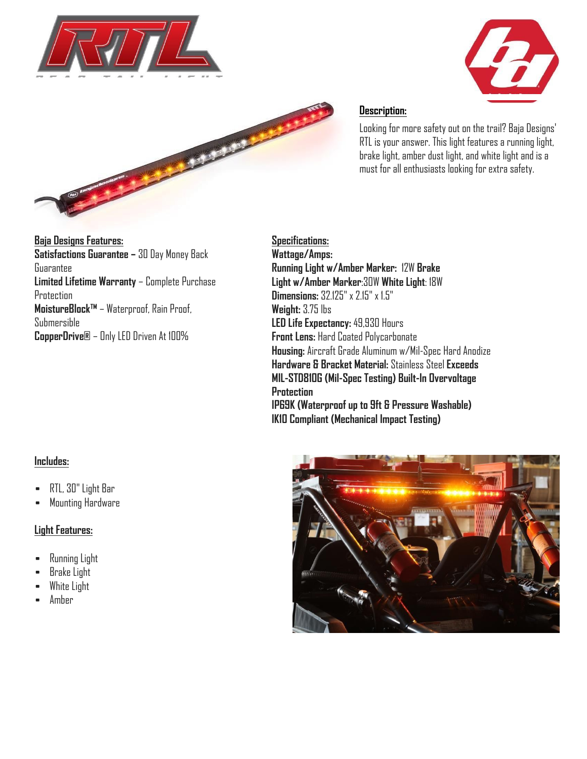## Description:

Looking for more safety out on the trail? Baja Designs' RTL is your answer. This light features a running light, brake light, amber dust light, and white light and is a must for all enthusiasts looking for extra safety.

## Baja Designs Features:

**Satisfactions Guarantee –** 30 Day Money Back Guarantee
**Limited Lifetime Warranty** – Complete Purchase Protection
**MoistureBlock™** – Waterproof, Rain Proof, Submersible
**CopperDrive®** – Only LED Driven At 100%

## Specifications:

**Wattage/Amps:**
**Running Light w/Amber Marker:** 12W **Brake Light w/Amber Marker**:30W **White Light**: 18W
**Dimensions:** 32.125" x 2.15" x 1.5"
**Weight:** 3.75 lbs
**LED Life Expectancy:** 49,930 Hours
**Front Lens:** Hard Coated Polycarbonate
**Housing:** Aircraft Grade Aluminum w/Mil-Spec Hard Anodize
**Hardware & Bracket Material:** Stainless Steel **Exceeds MIL-STD810G (Mil-Spec Testing) Built-In Overvoltage Protection**
**IP69K (Waterproof up to 9ft & Pressure Washable)**
**IK10 Compliant (Mechanical Impact Testing)**

## Includes:

- RTL, 30" Light Bar
- Mounting Hardware

## Light Features:

- Running Light
- Brake Light
- White Light
- Amber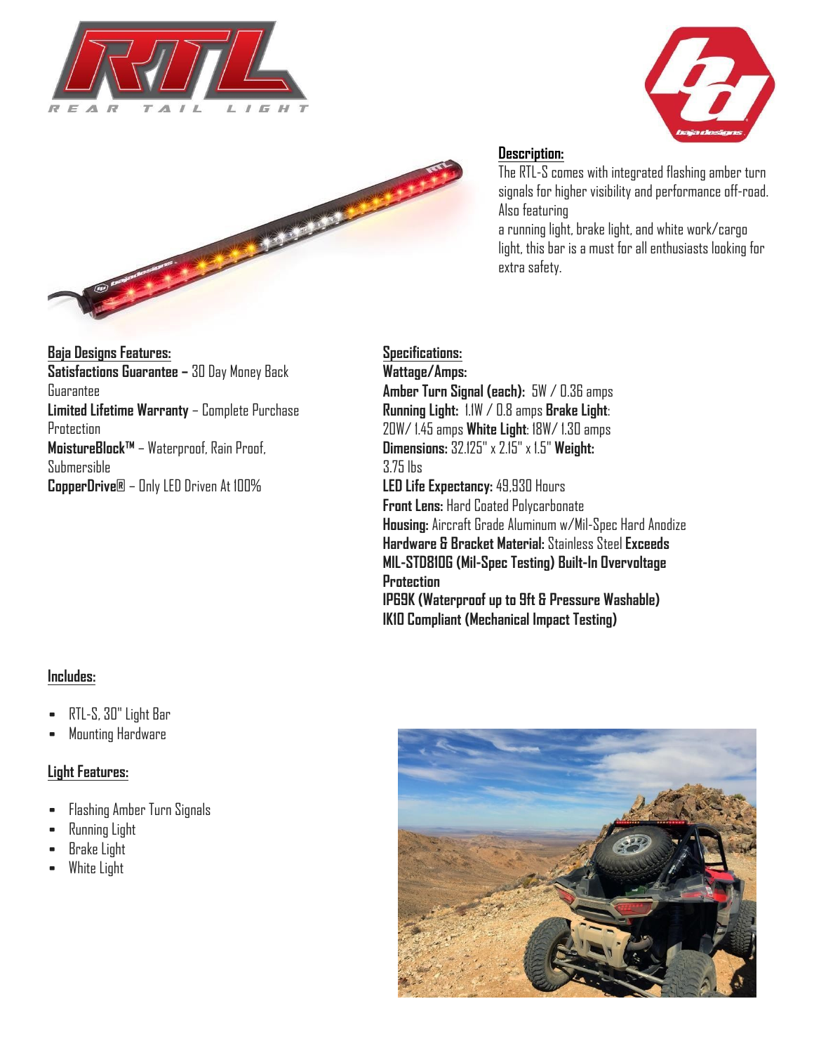**Description:**

The RTL-S comes with integrated flashing amber turn signals for higher visibility and performance off-road. Also featuring a running light, brake light, and white work/cargo light, this bar is a must for all enthusiasts looking for extra safety.

**Baja Designs Features:**

**Satisfactions Guarantee –** 30 Day Money Back Guarantee
**Limited Lifetime Warranty** – Complete Purchase Protection
**MoistureBlock™** – Waterproof, Rain Proof, Submersible
**CopperDrive®** – Only LED Driven At 100%

**Specifications:**

**Wattage/Amps:**
**Amber Turn Signal (each):** 5W / 0.36 amps
**Running Light:** 1.1W / 0.8 amps **Brake Light**: 20W/ 1.45 amps **White Light**: 18W/ 1.30 amps
**Dimensions:** 32.125" x 2.15" x 1.5" **Weight:** 3.75 lbs
**LED Life Expectancy:** 49,930 Hours
**Front Lens:** Hard Coated Polycarbonate
**Housing:** Aircraft Grade Aluminum w/Mil-Spec Hard Anodize
**Hardware & Bracket Material:** Stainless Steel **Exceeds MIL-STD810G (Mil-Spec Testing) Built-In Overvoltage Protection**
**IP69K (Waterproof up to 9ft & Pressure Washable)**
**IK10 Compliant (Mechanical Impact Testing)**

**Includes:**

- RTL-S, 30" Light Bar
- Mounting Hardware

**Light Features:**

- Flashing Amber Turn Signals
- Running Light
- Brake Light
- White Light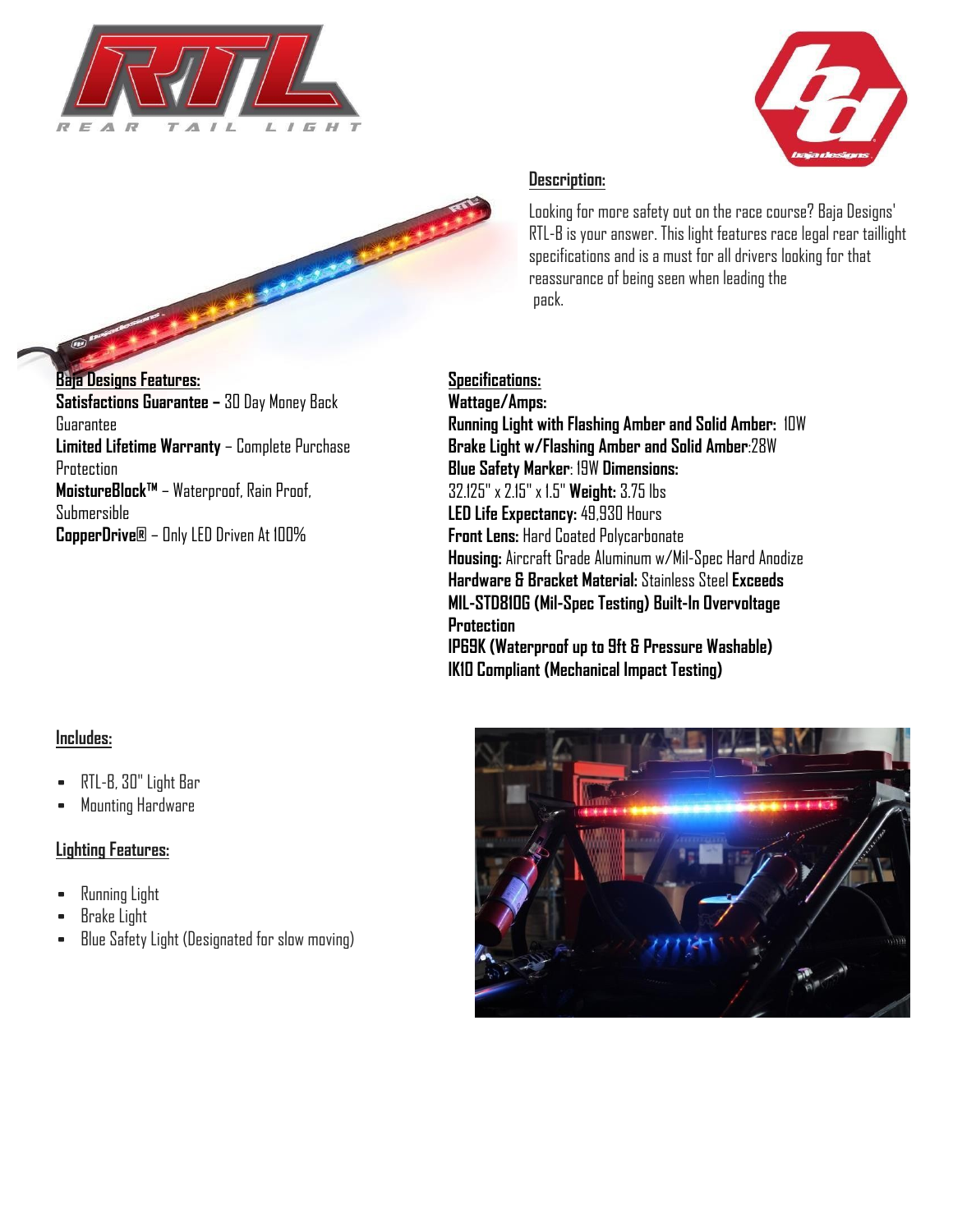## Description:

Looking for more safety out on the race course? Baja Designs' RTL-B is your answer. This light features race legal rear taillight specifications and is a must for all drivers looking for that reassurance of being seen when leading the pack.

## Baja Designs Features:

**Satisfactions Guarantee –** 30 Day Money Back Guarantee
**Limited Lifetime Warranty** – Complete Purchase Protection
**MoistureBlock™** – Waterproof, Rain Proof, Submersible
**CopperDrive®** – Only LED Driven At 100%

## Specifications:

**Wattage/Amps:**
**Running Light with Flashing Amber and Solid Amber:** 10W
**Brake Light w/Flashing Amber and Solid Amber**:28W
**Blue Safety Marker**: 19W **Dimensions:** 32.125" x 2.15" x 1.5" **Weight:** 3.75 lbs
**LED Life Expectancy:** 49,930 Hours
**Front Lens:** Hard Coated Polycarbonate
**Housing:** Aircraft Grade Aluminum w/Mil-Spec Hard Anodize
**Hardware & Bracket Material:** Stainless Steel **Exceeds MIL-STD810G (Mil-Spec Testing) Built-In Overvoltage Protection**
**IP69K (Waterproof up to 9ft & Pressure Washable)**
**IK10 Compliant (Mechanical Impact Testing)**

## Includes:

- RTL-B, 30" Light Bar
- Mounting Hardware

## Lighting Features:

- Running Light
- Brake Light
- Blue Safety Light (Designated for slow moving)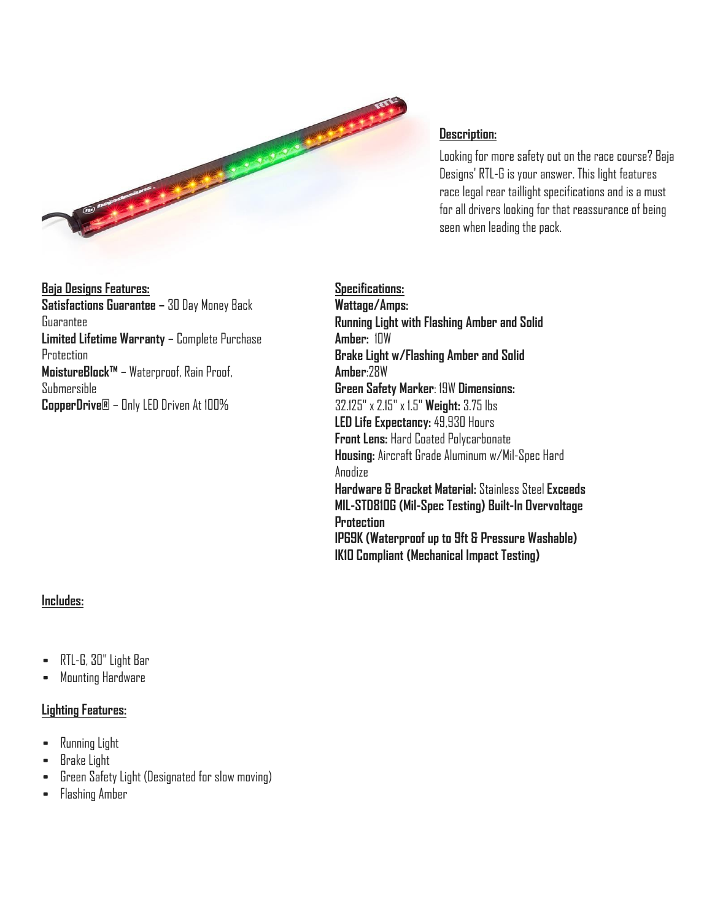**Description:**

Looking for more safety out on the race course? Baja Designs' RTL-G is your answer. This light features race legal rear taillight specifications and is a must for all drivers looking for that reassurance of being seen when leading the pack.

**Baja Designs Features:**

**Satisfactions Guarantee –** 30 Day Money Back Guarantee
**Limited Lifetime Warranty** – Complete Purchase Protection
**MoistureBlock™** – Waterproof, Rain Proof, Submersible
**CopperDrive®** – Only LED Driven At 100%

**Specifications:**

**Wattage/Amps:**
**Running Light with Flashing Amber and Solid Amber:** 10W
**Brake Light w/Flashing Amber and Solid Amber**:28W
**Green Safety Marker**: 19W **Dimensions:** 32.125" x 2.15" x 1.5" **Weight:** 3.75 lbs
**LED Life Expectancy:** 49,930 Hours
**Front Lens:** Hard Coated Polycarbonate
**Housing:** Aircraft Grade Aluminum w/Mil-Spec Hard Anodize
**Hardware & Bracket Material:** Stainless Steel **Exceeds MIL-STD810G (Mil-Spec Testing) Built-In Overvoltage Protection**
**IP69K (Waterproof up to 9ft & Pressure Washable)**
**IK10 Compliant (Mechanical Impact Testing)**

**Includes:**

- RTL-G, 30" Light Bar
- Mounting Hardware

**Lighting Features:**

- Running Light
- Brake Light
- Green Safety Light (Designated for slow moving)
- Flashing Amber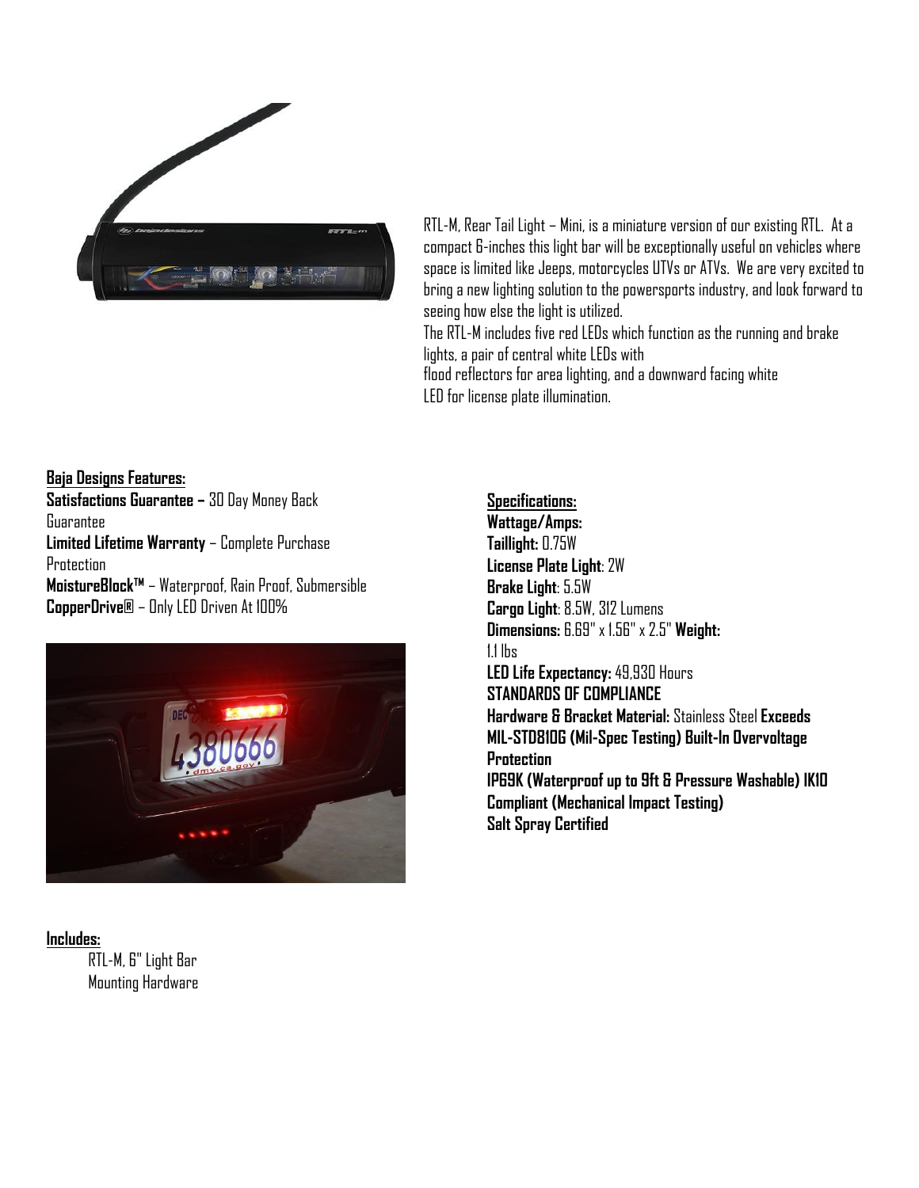RTL-M, Rear Tail Light – Mini, is a miniature version of our existing RTL. At a compact 6-inches this light bar will be exceptionally useful on vehicles where space is limited like Jeeps, motorcycles UTVs or ATVs. We are very excited to bring a new lighting solution to the powersports industry, and look forward to seeing how else the light is utilized.

The RTL-M includes five red LEDs which function as the running and brake lights, a pair of central white LEDs with flood reflectors for area lighting, and a downward facing white LED for license plate illumination.

**Baja Designs Features:**

**Satisfactions Guarantee –** 30 Day Money Back Guarantee
**Limited Lifetime Warranty** – Complete Purchase Protection
**MoistureBlock™** – Waterproof, Rain Proof, Submersible
**CopperDrive®** – Only LED Driven At 100%

**Specifications:**

**Wattage/Amps:**
**Taillight:** 0.75W
**License Plate Light**: 2W
**Brake Light**: 5.5W
**Cargo Light**: 8.5W, 312 Lumens
**Dimensions:** 6.69" x 1.56" x 2.5" **Weight:** 1.1 lbs
**LED Life Expectancy:** 49,930 Hours

**STANDARDS OF COMPLIANCE**

**Hardware & Bracket Material:** Stainless Steel **Exceeds MIL-STD810G (Mil-Spec Testing) Built-In Overvoltage Protection**
**IP69K (Waterproof up to 9ft & Pressure Washable) IK10 Compliant (Mechanical Impact Testing)**
**Salt Spray Certified**

**Includes:**

RTL-M, 6" Light Bar
Mounting Hardware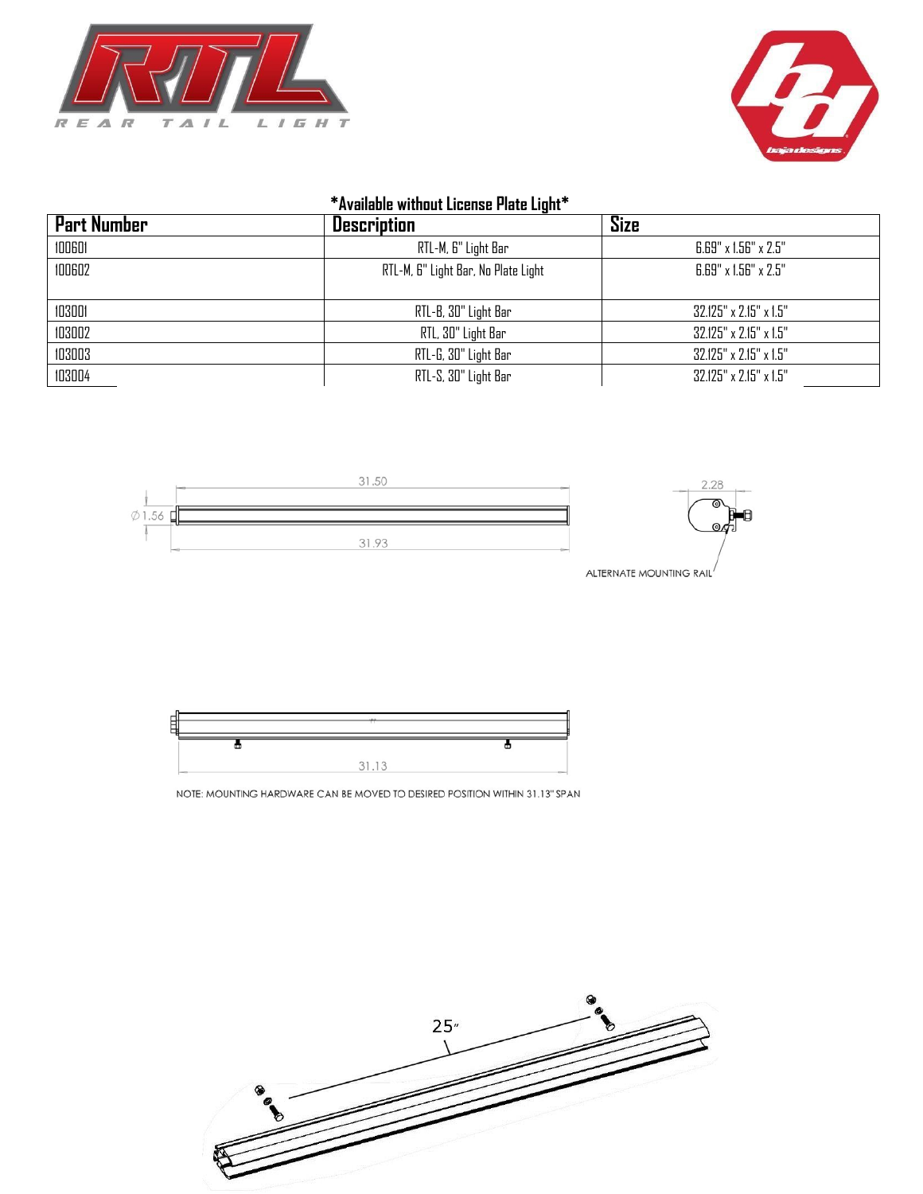**\*Available without License Plate Light\***

| Part Number | Description | Size |
|---|---|---|
| 100601 | RTL-M, 6" Light Bar | 6.69" x 1.56" x 2.5" |
| 100602 | RTL-M, 6" Light Bar, No Plate Light | 6.69" x 1.56" x 2.5" |
| 103001 | RTL-B, 30" Light Bar | 32.125" x 2.15" x 1.5" |
| 103002 | RTL, 30" Light Bar | 32.125" x 2.15" x 1.5" |
| 103003 | RTL-G, 30" Light Bar | 32.125" x 2.15" x 1.5" |
| 103004 | RTL-S, 30" Light Bar | 32.125" x 2.15" x 1.5" |

31.50

Ø1.56

31.93

2.28

ALTERNATE MOUNTING RAIL

31.13

NOTE: MOUNTING HARDWARE CAN BE MOVED TO DESIRED POSITION WITHIN 31.13" SPAN

25"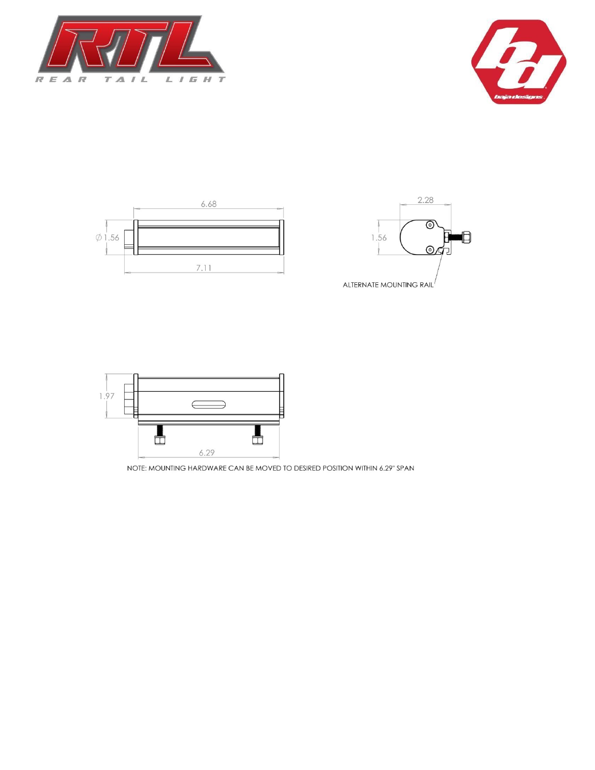RTL

REAR TAIL LIGHT

6.68

Ø1.56

7.11

2.28

1.56

ALTERNATE MOUNTING RAIL

1.97

6.29

NOTE: MOUNTING HARDWARE CAN BE MOVED TO DESIRED POSITION WITHIN 6.29" SPAN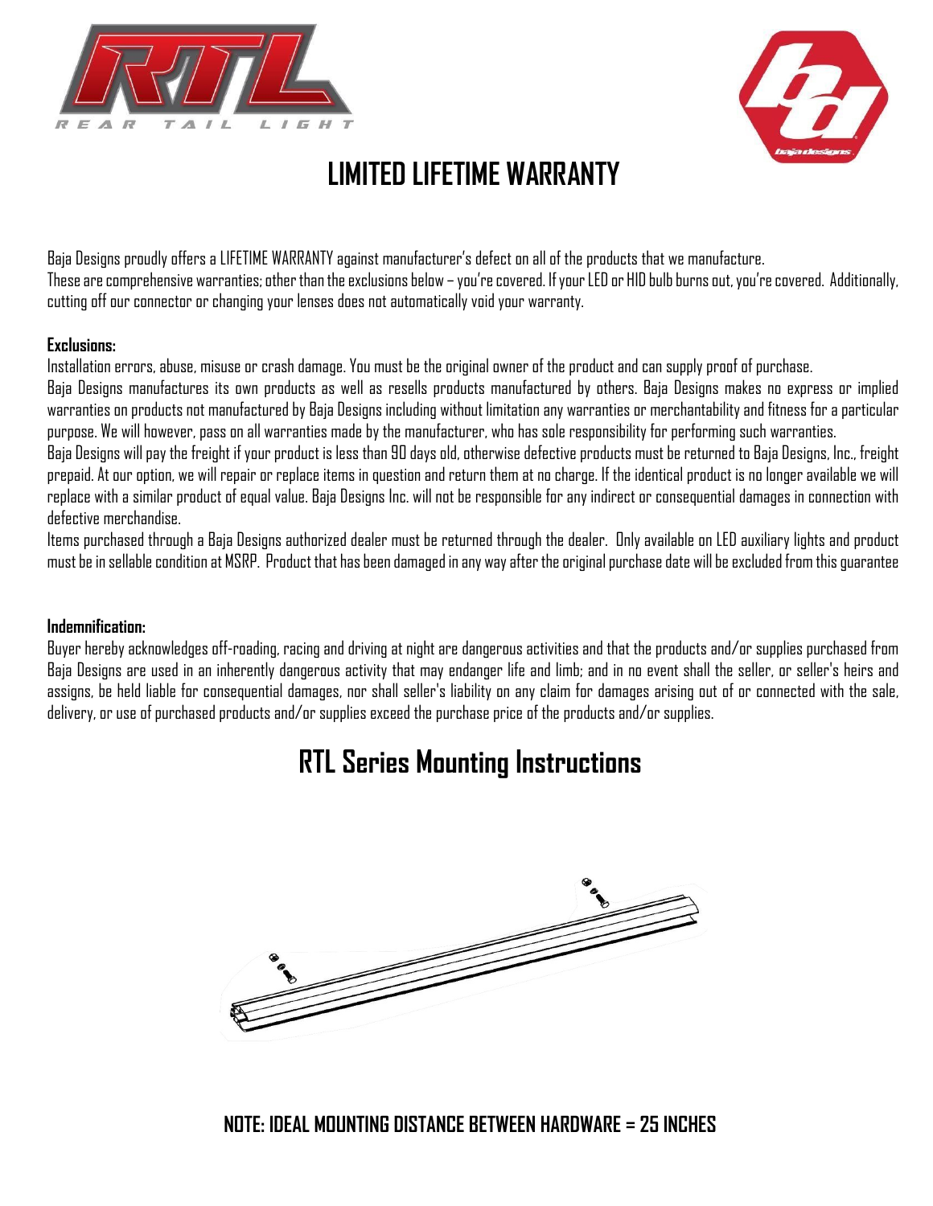# LIMITED LIFETIME WARRANTY

Baja Designs proudly offers a LIFETIME WARRANTY against manufacturer's defect on all of the products that we manufacture.
These are comprehensive warranties; other than the exclusions below – you're covered. If your LED or HID bulb burns out, you're covered. Additionally, cutting off our connector or changing your lenses does not automatically void your warranty.

**Exclusions:**

Installation errors, abuse, misuse or crash damage. You must be the original owner of the product and can supply proof of purchase.
Baja Designs manufactures its own products as well as resells products manufactured by others. Baja Designs makes no express or implied warranties on products not manufactured by Baja Designs including without limitation any warranties or merchantability and fitness for a particular purpose. We will however, pass on all warranties made by the manufacturer, who has sole responsibility for performing such warranties.
Baja Designs will pay the freight if your product is less than 90 days old, otherwise defective products must be returned to Baja Designs, Inc., freight prepaid. At our option, we will repair or replace items in question and return them at no charge. If the identical product is no longer available we will replace with a similar product of equal value. Baja Designs Inc. will not be responsible for any indirect or consequential damages in connection with defective merchandise.
Items purchased through a Baja Designs authorized dealer must be returned through the dealer. Only available on LED auxiliary lights and product must be in sellable condition at MSRP. Product that has been damaged in any way after the original purchase date will be excluded from this guarantee

**Indemnification:**

Buyer hereby acknowledges off-roading, racing and driving at night are dangerous activities and that the products and/or supplies purchased from Baja Designs are used in an inherently dangerous activity that may endanger life and limb; and in no event shall the seller, or seller's heirs and assigns, be held liable for consequential damages, nor shall seller's liability on any claim for damages arising out of or connected with the sale, delivery, or use of purchased products and/or supplies exceed the purchase price of the products and/or supplies.

# RTL Series Mounting Instructions

**NOTE: IDEAL MOUNTING DISTANCE BETWEEN HARDWARE = 25 INCHES**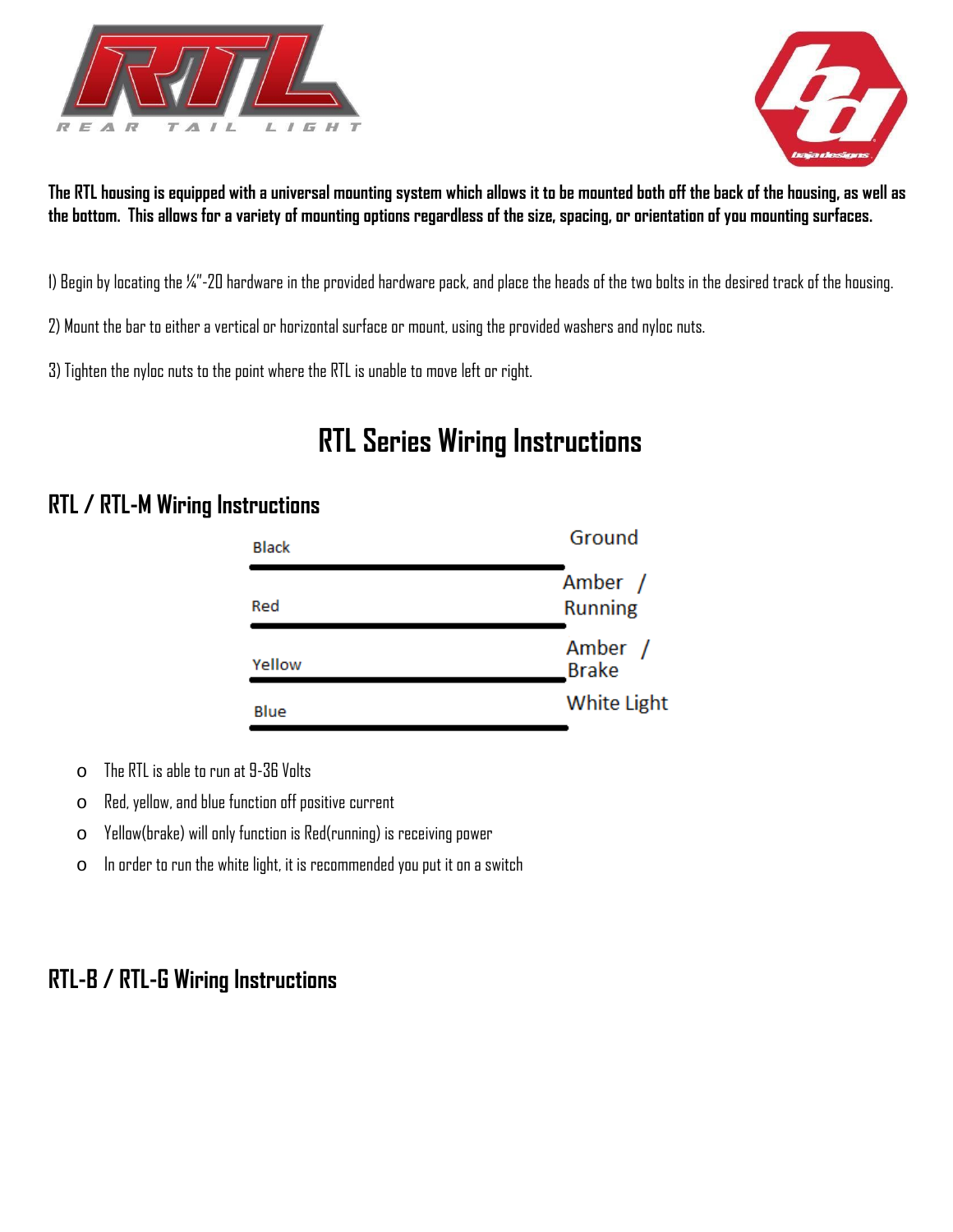RTL REAR TAIL LIGHT

**The RTL housing is equipped with a universal mounting system which allows it to be mounted both off the back of the housing, as well as the bottom. This allows for a variety of mounting options regardless of the size, spacing, or orientation of you mounting surfaces.**

1) Begin by locating the ¼"-20 hardware in the provided hardware pack, and place the heads of the two bolts in the desired track of the housing.

2) Mount the bar to either a vertical or horizontal surface or mount, using the provided washers and nyloc nuts.

3) Tighten the nyloc nuts to the point where the RTL is unable to move left or right.

# RTL Series Wiring Instructions

## RTL / RTL-M Wiring Instructions

| Wire | Function |
| --- | --- |
| Black | Ground |
| Red | Amber / Running |
| Yellow | Amber / Brake |
| Blue | White Light |

- The RTL is able to run at 9-36 Volts
- Red, yellow, and blue function off positive current
- Yellow(brake) will only function is Red(running) is receiving power
- In order to run the white light, it is recommended you put it on a switch

## RTL-B / RTL-G Wiring Instructions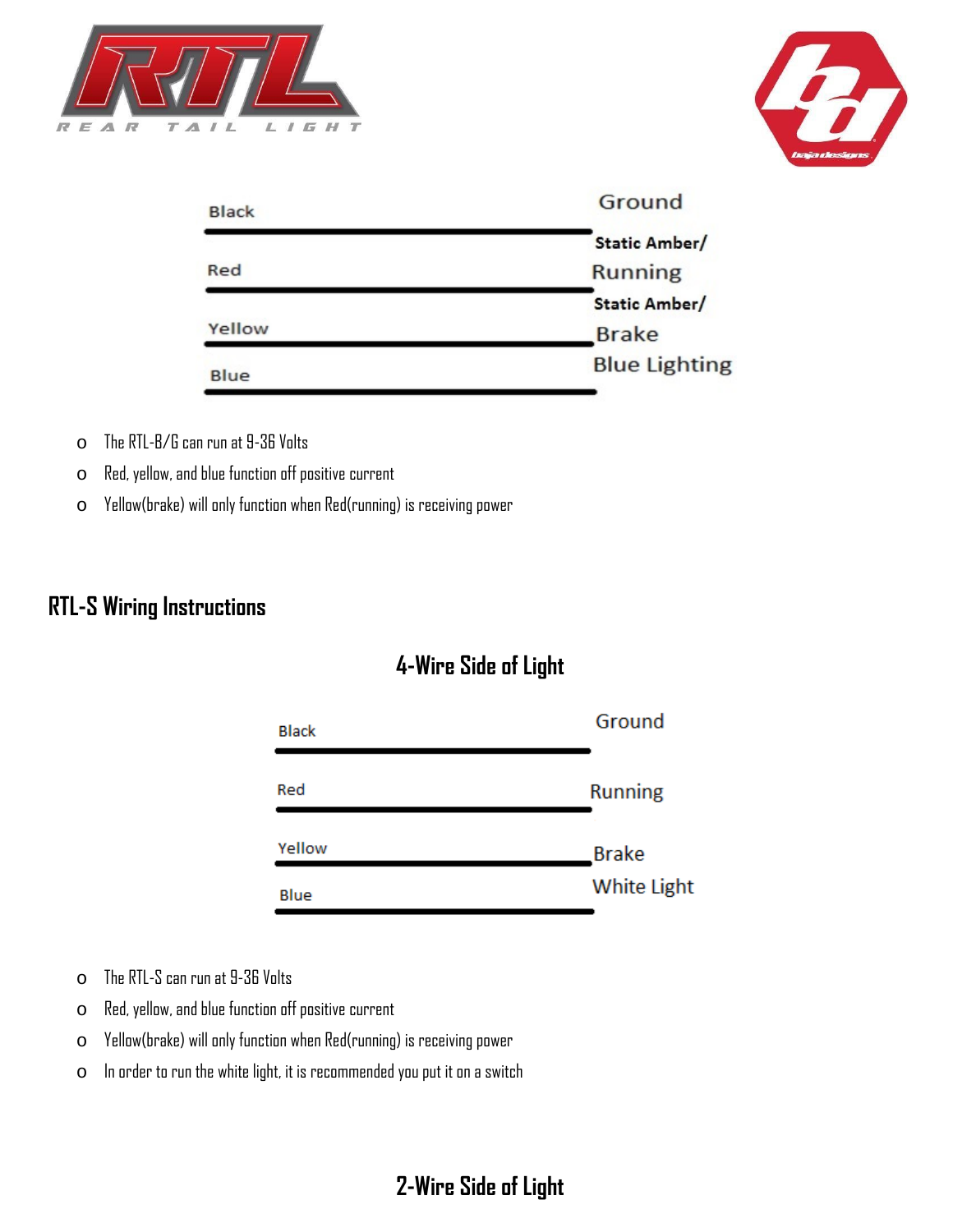| Wire | Function |
|---|---|
| Black | Ground |
| Red | Static Amber/ Running |
| Yellow | Static Amber/ Brake |
| Blue | Blue Lighting |

- The RTL-B/G can run at 9-36 Volts
- Red, yellow, and blue function off positive current
- Yellow(brake) will only function when Red(running) is receiving power

## RTL-S Wiring Instructions

### 4-Wire Side of Light

| Wire | Function |
|---|---|
| Black | Ground |
| Red | Running |
| Yellow | Brake |
| Blue | White Light |

- The RTL-S can run at 9-36 Volts
- Red, yellow, and blue function off positive current
- Yellow(brake) will only function when Red(running) is receiving power
- In order to run the white light, it is recommended you put it on a switch

### 2-Wire Side of Light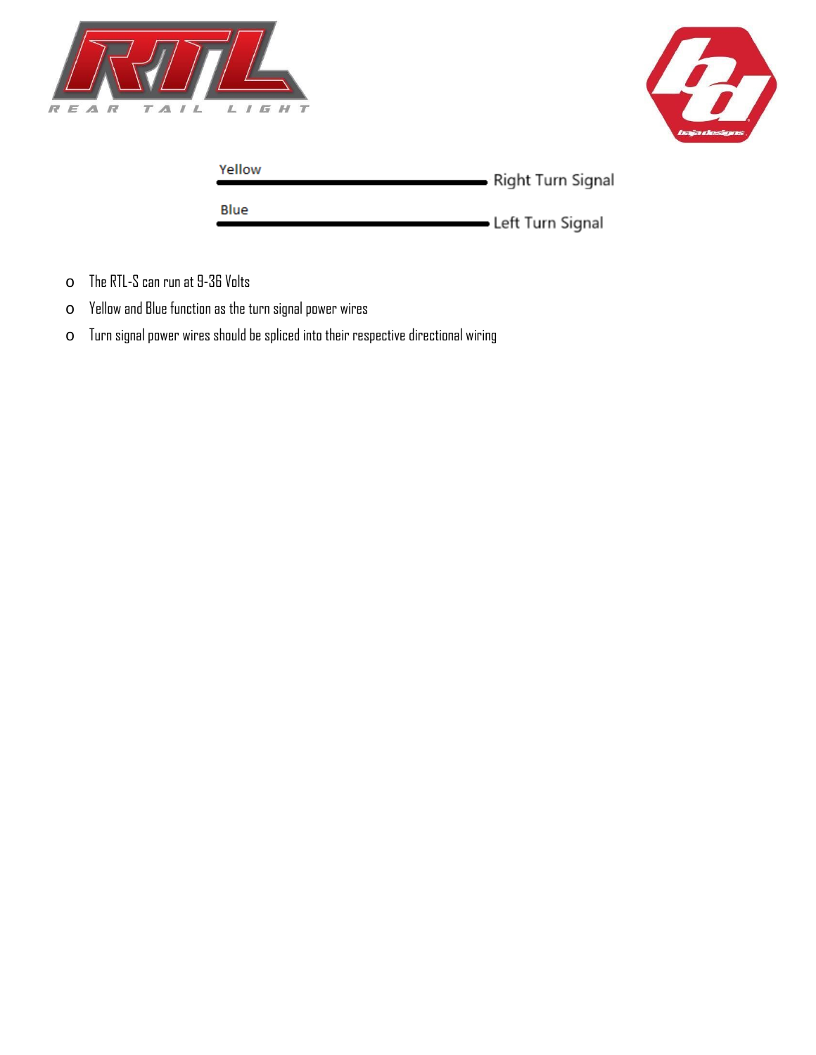Yellow — Right Turn Signal

Blue — Left Turn Signal

- The RTL-S can run at 9-36 Volts
- Yellow and Blue function as the turn signal power wires
- Turn signal power wires should be spliced into their respective directional wiring